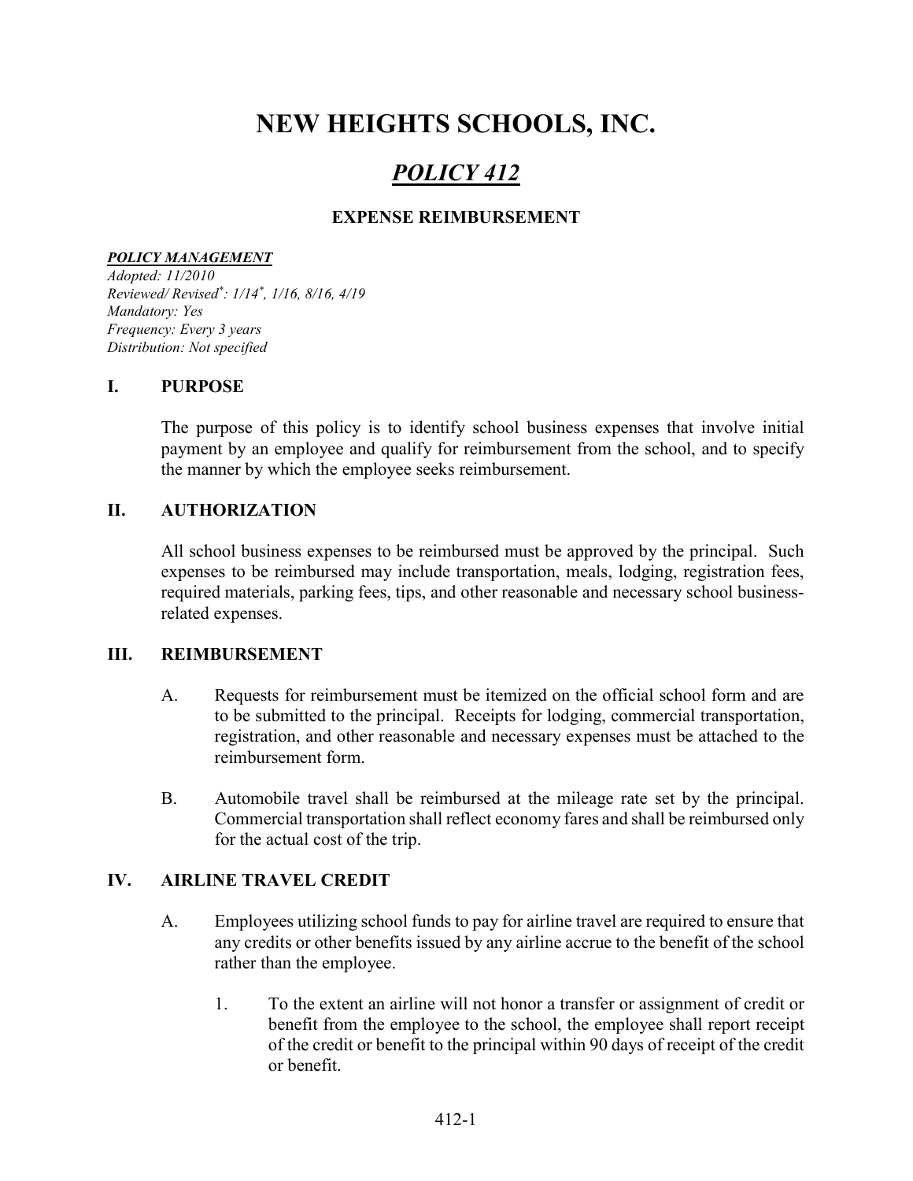# NEW HEIGHTS SCHOOLS, INC.

## *POLICY 412*

### EXPENSE REIMBURSEMENT

***POLICY MANAGEMENT***

*Adopted: 11/2010*
*Reviewed/ Revised*: 1/14*, 1/16, 8/16, 4/19*
*Mandatory: Yes*
*Frequency: Every 3 years*
*Distribution: Not specified*

## I. PURPOSE

The purpose of this policy is to identify school business expenses that involve initial payment by an employee and qualify for reimbursement from the school, and to specify the manner by which the employee seeks reimbursement.

## II. AUTHORIZATION

All school business expenses to be reimbursed must be approved by the principal. Such expenses to be reimbursed may include transportation, meals, lodging, registration fees, required materials, parking fees, tips, and other reasonable and necessary school business-related expenses.

## III. REIMBURSEMENT

A. Requests for reimbursement must be itemized on the official school form and are to be submitted to the principal. Receipts for lodging, commercial transportation, registration, and other reasonable and necessary expenses must be attached to the reimbursement form.

B. Automobile travel shall be reimbursed at the mileage rate set by the principal. Commercial transportation shall reflect economy fares and shall be reimbursed only for the actual cost of the trip.

## IV. AIRLINE TRAVEL CREDIT

A. Employees utilizing school funds to pay for airline travel are required to ensure that any credits or other benefits issued by any airline accrue to the benefit of the school rather than the employee.

   1. To the extent an airline will not honor a transfer or assignment of credit or benefit from the employee to the school, the employee shall report receipt of the credit or benefit to the principal within 90 days of receipt of the credit or benefit.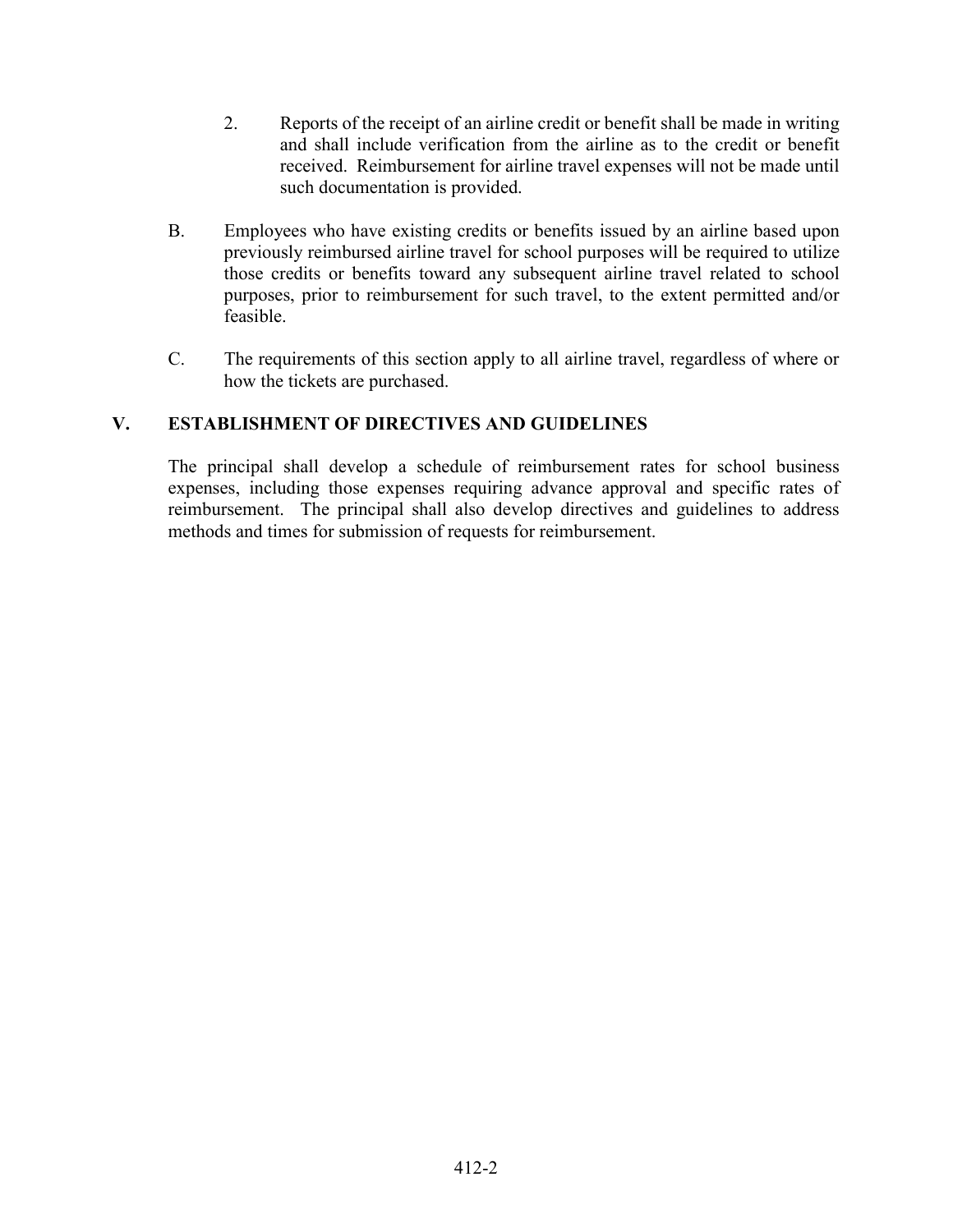2. Reports of the receipt of an airline credit or benefit shall be made in writing and shall include verification from the airline as to the credit or benefit received. Reimbursement for airline travel expenses will not be made until such documentation is provided.

B. Employees who have existing credits or benefits issued by an airline based upon previously reimbursed airline travel for school purposes will be required to utilize those credits or benefits toward any subsequent airline travel related to school purposes, prior to reimbursement for such travel, to the extent permitted and/or feasible.

C. The requirements of this section apply to all airline travel, regardless of where or how the tickets are purchased.

## V. ESTABLISHMENT OF DIRECTIVES AND GUIDELINES

The principal shall develop a schedule of reimbursement rates for school business expenses, including those expenses requiring advance approval and specific rates of reimbursement. The principal shall also develop directives and guidelines to address methods and times for submission of requests for reimbursement.